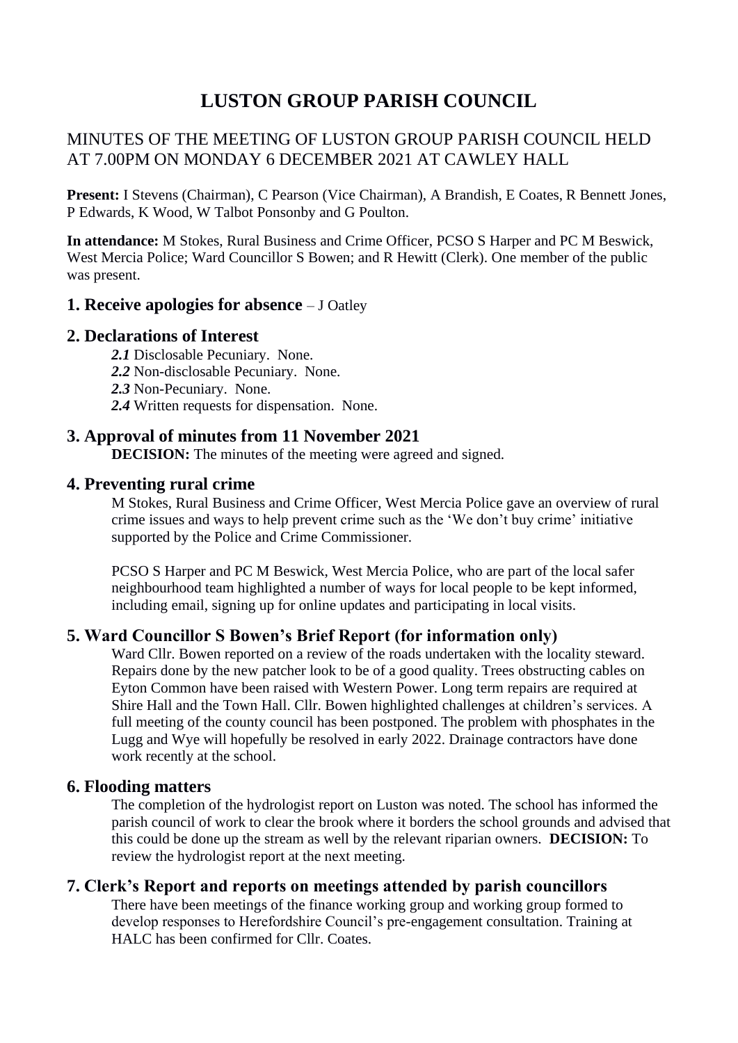# LUSTON GROUP PARISH COUNCIL

## MINUTES OF THE MEETING OF LUSTON GROUP PARISH COUNCIL HELD AT 7.00PM ON MONDAY 6 DECEMBER 2021 AT CAWLEY HALL

**Present:** I Stevens (Chairman), C Pearson (Vice Chairman), A Brandish, E Coates, R Bennett Jones, P Edwards, K Wood, W Talbot Ponsonby and G Poulton.

**In attendance:** M Stokes, Rural Business and Crime Officer, PCSO S Harper and PC M Beswick, West Mercia Police; Ward Councillor S Bowen; and R Hewitt (Clerk). One member of the public was present.

### 1. Receive apologies for absence – J Oatley

### 2. Declarations of Interest

***2.1*** Disclosable Pecuniary. None.
***2.2*** Non-disclosable Pecuniary. None.
***2.3*** Non-Pecuniary. None.
***2.4*** Written requests for dispensation. None.

### 3. Approval of minutes from 11 November 2021

**DECISION:** The minutes of the meeting were agreed and signed.

### 4. Preventing rural crime

M Stokes, Rural Business and Crime Officer, West Mercia Police gave an overview of rural crime issues and ways to help prevent crime such as the 'We don't buy crime' initiative supported by the Police and Crime Commissioner.

PCSO S Harper and PC M Beswick, West Mercia Police, who are part of the local safer neighbourhood team highlighted a number of ways for local people to be kept informed, including email, signing up for online updates and participating in local visits.

### 5. Ward Councillor S Bowen's Brief Report (for information only)

Ward Cllr. Bowen reported on a review of the roads undertaken with the locality steward. Repairs done by the new patcher look to be of a good quality. Trees obstructing cables on Eyton Common have been raised with Western Power. Long term repairs are required at Shire Hall and the Town Hall. Cllr. Bowen highlighted challenges at children's services. A full meeting of the county council has been postponed. The problem with phosphates in the Lugg and Wye will hopefully be resolved in early 2022. Drainage contractors have done work recently at the school.

### 6. Flooding matters

The completion of the hydrologist report on Luston was noted. The school has informed the parish council of work to clear the brook where it borders the school grounds and advised that this could be done up the stream as well by the relevant riparian owners. **DECISION:** To review the hydrologist report at the next meeting.

### 7. Clerk's Report and reports on meetings attended by parish councillors

There have been meetings of the finance working group and working group formed to develop responses to Herefordshire Council's pre-engagement consultation. Training at HALC has been confirmed for Cllr. Coates.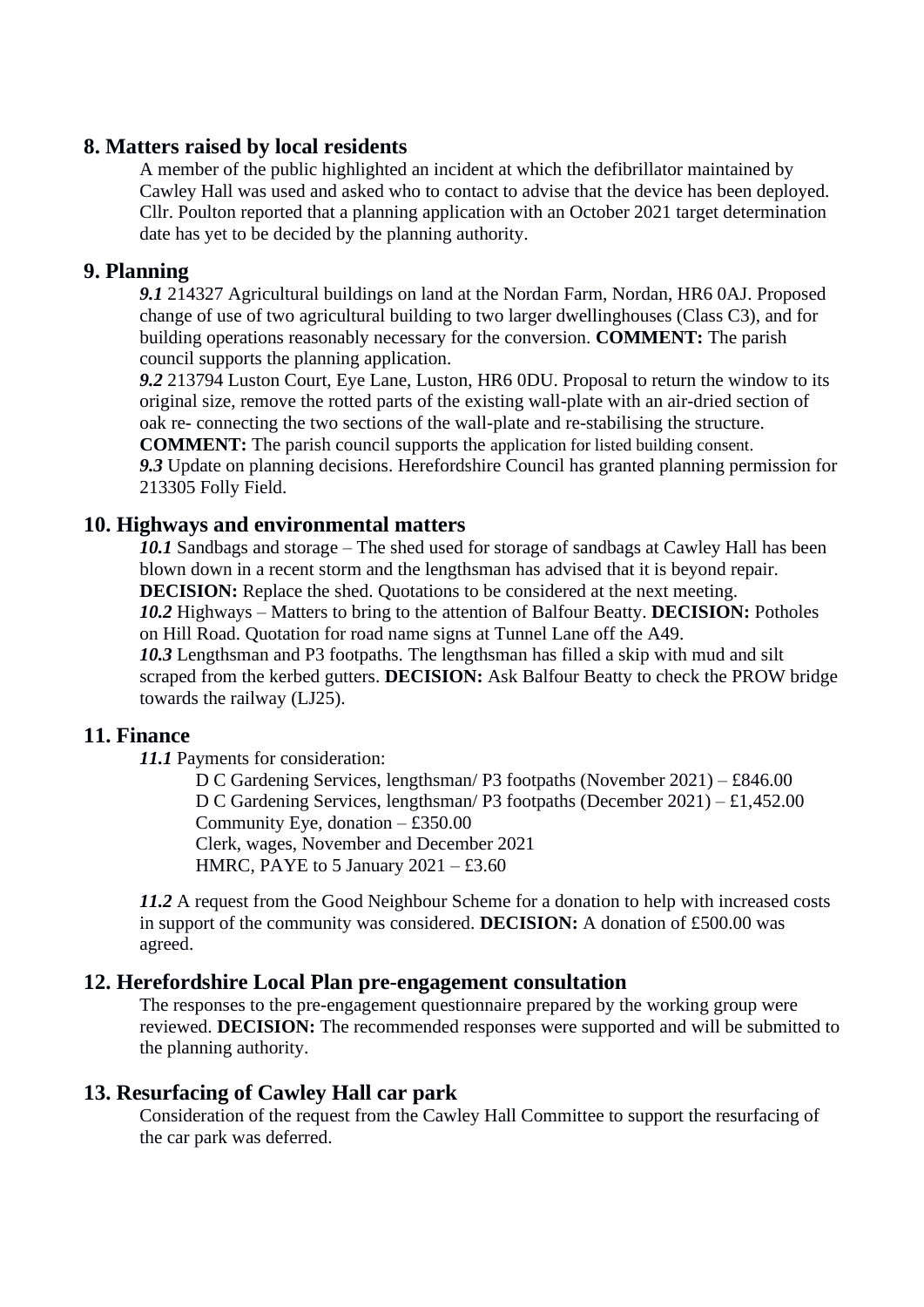## 8. Matters raised by local residents

A member of the public highlighted an incident at which the defibrillator maintained by Cawley Hall was used and asked who to contact to advise that the device has been deployed. Cllr. Poulton reported that a planning application with an October 2021 target determination date has yet to be decided by the planning authority.

## 9. Planning

***9.1*** 214327 Agricultural buildings on land at the Nordan Farm, Nordan, HR6 0AJ. Proposed change of use of two agricultural building to two larger dwellinghouses (Class C3), and for building operations reasonably necessary for the conversion. **COMMENT:** The parish council supports the planning application.

***9.2*** 213794 Luston Court, Eye Lane, Luston, HR6 0DU. Proposal to return the window to its original size, remove the rotted parts of the existing wall-plate with an air-dried section of oak re- connecting the two sections of the wall-plate and re-stabilising the structure. **COMMENT:** The parish council supports the application for listed building consent.

***9.3*** Update on planning decisions. Herefordshire Council has granted planning permission for 213305 Folly Field.

## 10. Highways and environmental matters

***10.1*** Sandbags and storage – The shed used for storage of sandbags at Cawley Hall has been blown down in a recent storm and the lengthsman has advised that it is beyond repair. **DECISION:** Replace the shed. Quotations to be considered at the next meeting.

***10.2*** Highways – Matters to bring to the attention of Balfour Beatty. **DECISION:** Potholes on Hill Road. Quotation for road name signs at Tunnel Lane off the A49.

***10.3*** Lengthsman and P3 footpaths. The lengthsman has filled a skip with mud and silt scraped from the kerbed gutters. **DECISION:** Ask Balfour Beatty to check the PROW bridge towards the railway (LJ25).

## 11. Finance

***11.1*** Payments for consideration:

D C Gardening Services, lengthsman/ P3 footpaths (November 2021) – £846.00
D C Gardening Services, lengthsman/ P3 footpaths (December 2021) – £1,452.00
Community Eye, donation – £350.00
Clerk, wages, November and December 2021
HMRC, PAYE to 5 January 2021 – £3.60

***11.2*** A request from the Good Neighbour Scheme for a donation to help with increased costs in support of the community was considered. **DECISION:** A donation of £500.00 was agreed.

## 12. Herefordshire Local Plan pre-engagement consultation

The responses to the pre-engagement questionnaire prepared by the working group were reviewed. **DECISION:** The recommended responses were supported and will be submitted to the planning authority.

## 13. Resurfacing of Cawley Hall car park

Consideration of the request from the Cawley Hall Committee to support the resurfacing of the car park was deferred.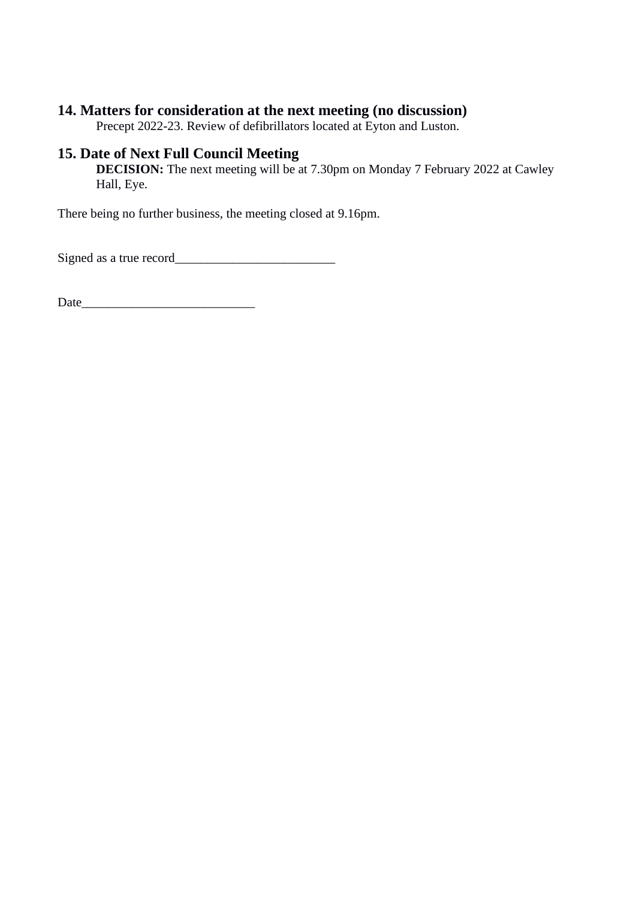## 14. Matters for consideration at the next meeting (no discussion)

Precept 2022-23. Review of defibrillators located at Eyton and Luston.

## 15. Date of Next Full Council Meeting

**DECISION:** The next meeting will be at 7.30pm on Monday 7 February 2022 at Cawley Hall, Eye.

There being no further business, the meeting closed at 9.16pm.

Signed as a true record_________________________

Date___________________________